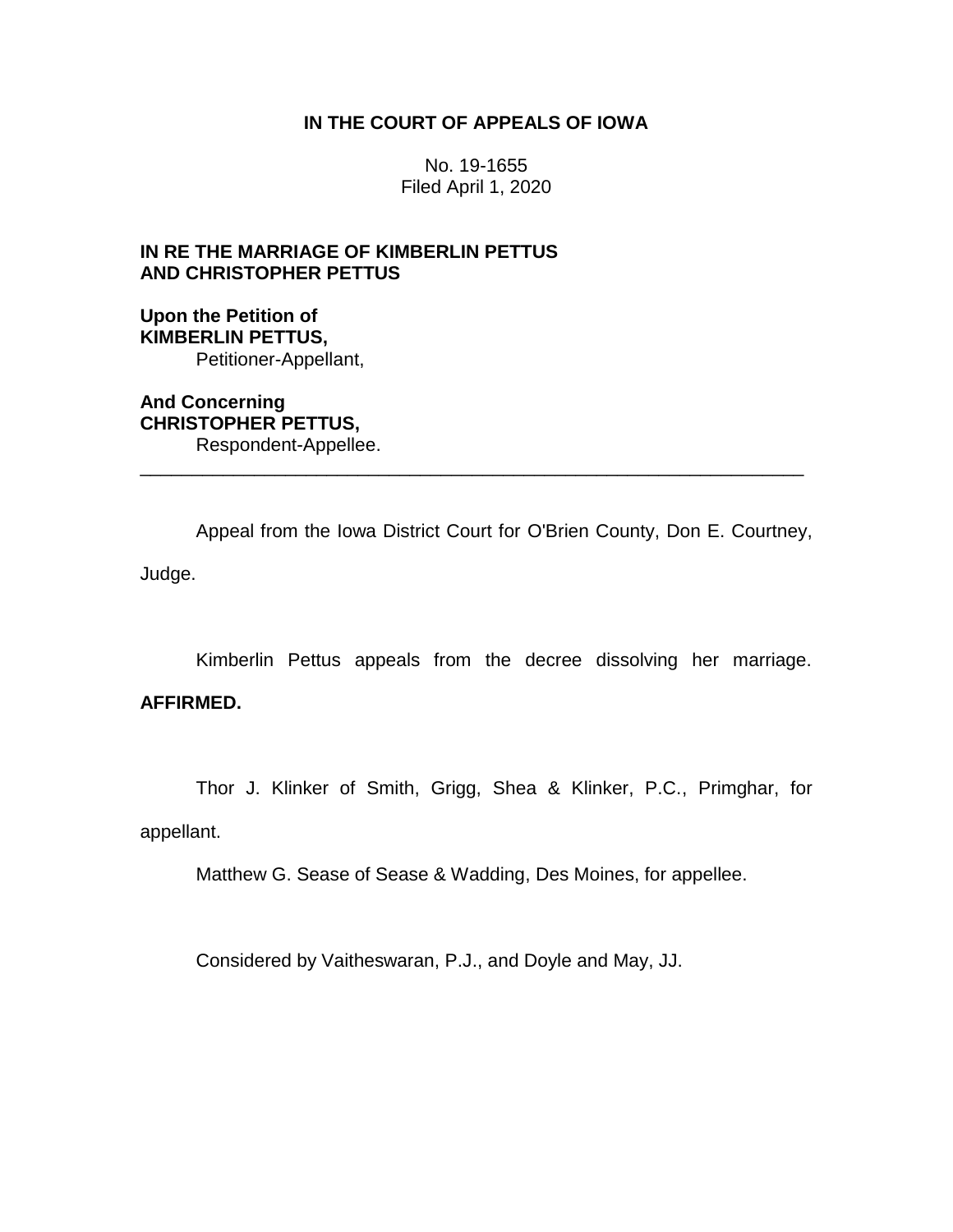**IN THE COURT OF APPEALS OF IOWA**

No. 19-1655
Filed April 1, 2020

**IN RE THE MARRIAGE OF KIMBERLIN PETTUS AND CHRISTOPHER PETTUS**

**Upon the Petition of**
**KIMBERLIN PETTUS,**
Petitioner-Appellant,

**And Concerning**
**CHRISTOPHER PETTUS,**
Respondent-Appellee.

---

Appeal from the Iowa District Court for O'Brien County, Don E. Courtney, Judge.

Kimberlin Pettus appeals from the decree dissolving her marriage. **AFFIRMED.**

Thor J. Klinker of Smith, Grigg, Shea & Klinker, P.C., Primghar, for appellant.

Matthew G. Sease of Sease & Wadding, Des Moines, for appellee.

Considered by Vaitheswaran, P.J., and Doyle and May, JJ.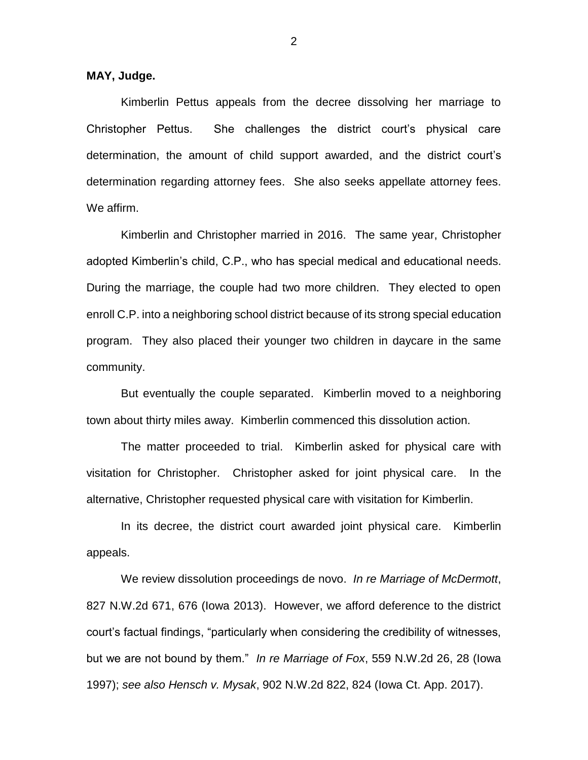**MAY, Judge.**

Kimberlin Pettus appeals from the decree dissolving her marriage to Christopher Pettus. She challenges the district court's physical care determination, the amount of child support awarded, and the district court's determination regarding attorney fees. She also seeks appellate attorney fees. We affirm.

Kimberlin and Christopher married in 2016. The same year, Christopher adopted Kimberlin's child, C.P., who has special medical and educational needs. During the marriage, the couple had two more children. They elected to open enroll C.P. into a neighboring school district because of its strong special education program. They also placed their younger two children in daycare in the same community.

But eventually the couple separated. Kimberlin moved to a neighboring town about thirty miles away. Kimberlin commenced this dissolution action.

The matter proceeded to trial. Kimberlin asked for physical care with visitation for Christopher. Christopher asked for joint physical care. In the alternative, Christopher requested physical care with visitation for Kimberlin.

In its decree, the district court awarded joint physical care. Kimberlin appeals.

We review dissolution proceedings de novo. *In re Marriage of McDermott*, 827 N.W.2d 671, 676 (Iowa 2013). However, we afford deference to the district court's factual findings, "particularly when considering the credibility of witnesses, but we are not bound by them." *In re Marriage of Fox*, 559 N.W.2d 26, 28 (Iowa 1997); *see also Hensch v. Mysak*, 902 N.W.2d 822, 824 (Iowa Ct. App. 2017).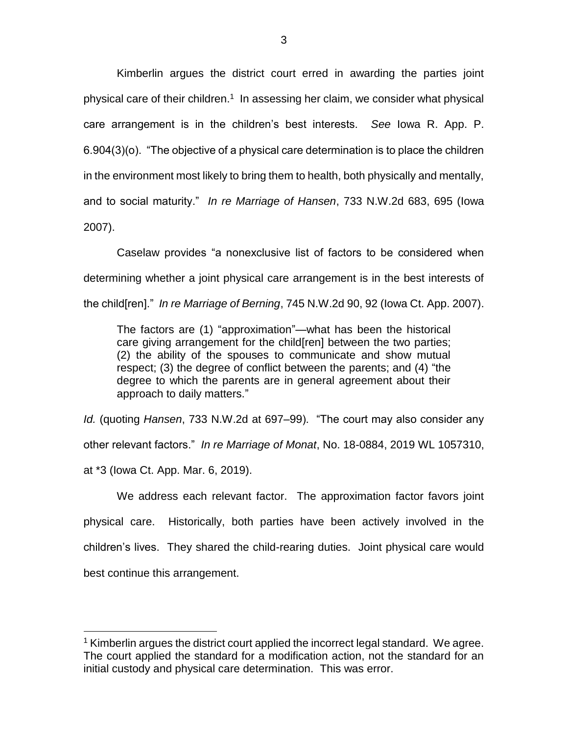Kimberlin argues the district court erred in awarding the parties joint physical care of their children.[1] In assessing her claim, we consider what physical care arrangement is in the children's best interests. *See* Iowa R. App. P. 6.904(3)(o). "The objective of a physical care determination is to place the children in the environment most likely to bring them to health, both physically and mentally, and to social maturity." *In re Marriage of Hansen*, 733 N.W.2d 683, 695 (Iowa 2007).

Caselaw provides "a nonexclusive list of factors to be considered when determining whether a joint physical care arrangement is in the best interests of the child[ren]." *In re Marriage of Berning*, 745 N.W.2d 90, 92 (Iowa Ct. App. 2007).

> The factors are (1) "approximation"—what has been the historical care giving arrangement for the child[ren] between the two parties; (2) the ability of the spouses to communicate and show mutual respect; (3) the degree of conflict between the parents; and (4) "the degree to which the parents are in general agreement about their approach to daily matters."

*Id.* (quoting *Hansen*, 733 N.W.2d at 697–99). "The court may also consider any other relevant factors." *In re Marriage of Monat*, No. 18-0884, 2019 WL 1057310, at *3 (Iowa Ct. App. Mar. 6, 2019).

We address each relevant factor. The approximation factor favors joint physical care. Historically, both parties have been actively involved in the children's lives. They shared the child-rearing duties. Joint physical care would best continue this arrangement.

[1] Kimberlin argues the district court applied the incorrect legal standard. We agree. The court applied the standard for a modification action, not the standard for an initial custody and physical care determination. This was error.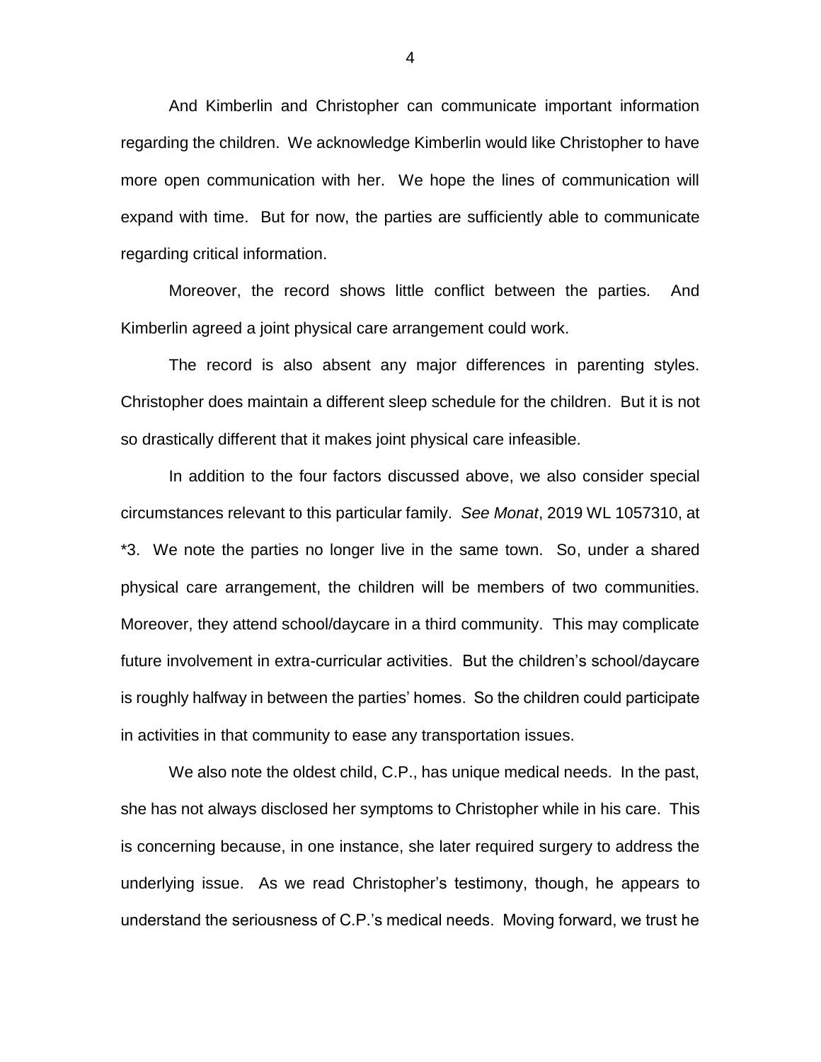And Kimberlin and Christopher can communicate important information regarding the children. We acknowledge Kimberlin would like Christopher to have more open communication with her. We hope the lines of communication will expand with time. But for now, the parties are sufficiently able to communicate regarding critical information.

Moreover, the record shows little conflict between the parties. And Kimberlin agreed a joint physical care arrangement could work.

The record is also absent any major differences in parenting styles. Christopher does maintain a different sleep schedule for the children. But it is not so drastically different that it makes joint physical care infeasible.

In addition to the four factors discussed above, we also consider special circumstances relevant to this particular family. *See Monat*, 2019 WL 1057310, at *3. We note the parties no longer live in the same town. So, under a shared physical care arrangement, the children will be members of two communities. Moreover, they attend school/daycare in a third community. This may complicate future involvement in extra-curricular activities. But the children's school/daycare is roughly halfway in between the parties' homes. So the children could participate in activities in that community to ease any transportation issues.

We also note the oldest child, C.P., has unique medical needs. In the past, she has not always disclosed her symptoms to Christopher while in his care. This is concerning because, in one instance, she later required surgery to address the underlying issue. As we read Christopher's testimony, though, he appears to understand the seriousness of C.P.'s medical needs. Moving forward, we trust he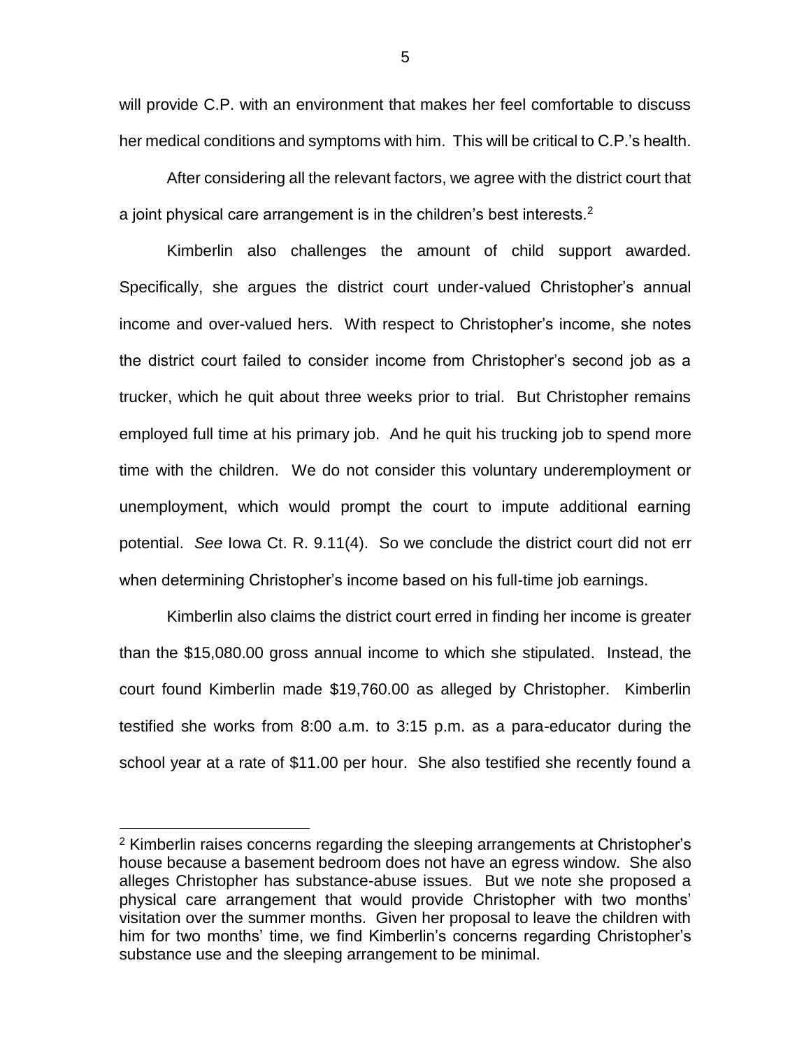will provide C.P. with an environment that makes her feel comfortable to discuss her medical conditions and symptoms with him. This will be critical to C.P.'s health.

After considering all the relevant factors, we agree with the district court that a joint physical care arrangement is in the children's best interests.[2]

Kimberlin also challenges the amount of child support awarded. Specifically, she argues the district court under-valued Christopher's annual income and over-valued hers. With respect to Christopher's income, she notes the district court failed to consider income from Christopher's second job as a trucker, which he quit about three weeks prior to trial. But Christopher remains employed full time at his primary job. And he quit his trucking job to spend more time with the children. We do not consider this voluntary underemployment or unemployment, which would prompt the court to impute additional earning potential. *See* Iowa Ct. R. 9.11(4). So we conclude the district court did not err when determining Christopher's income based on his full-time job earnings.

Kimberlin also claims the district court erred in finding her income is greater than the $15,080.00 gross annual income to which she stipulated. Instead, the court found Kimberlin made $19,760.00 as alleged by Christopher. Kimberlin testified she works from 8:00 a.m. to 3:15 p.m. as a para-educator during the school year at a rate of $11.00 per hour. She also testified she recently found a

---

[2] Kimberlin raises concerns regarding the sleeping arrangements at Christopher's house because a basement bedroom does not have an egress window. She also alleges Christopher has substance-abuse issues. But we note she proposed a physical care arrangement that would provide Christopher with two months' visitation over the summer months. Given her proposal to leave the children with him for two months' time, we find Kimberlin's concerns regarding Christopher's substance use and the sleeping arrangement to be minimal.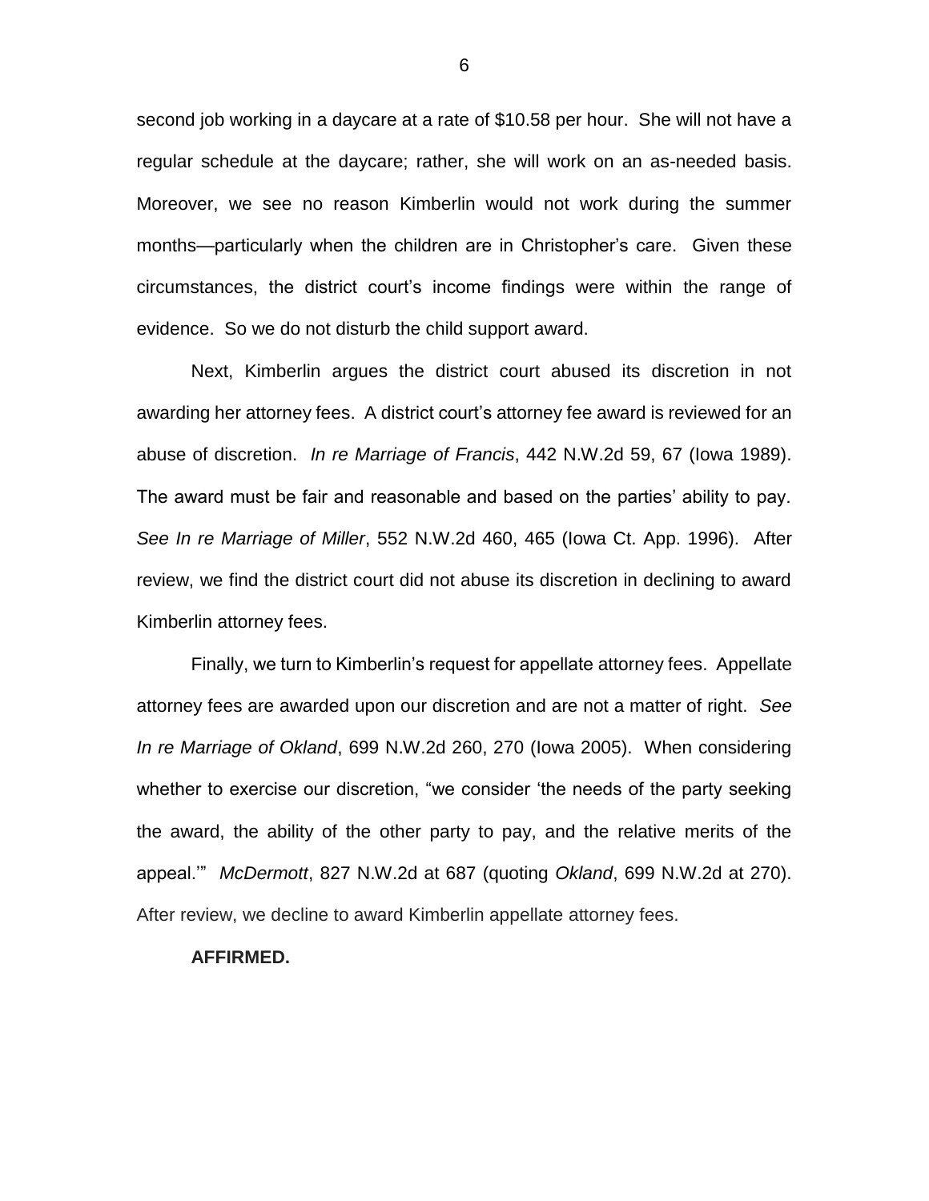second job working in a daycare at a rate of $10.58 per hour. She will not have a regular schedule at the daycare; rather, she will work on an as-needed basis. Moreover, we see no reason Kimberlin would not work during the summer months—particularly when the children are in Christopher's care. Given these circumstances, the district court's income findings were within the range of evidence. So we do not disturb the child support award.

Next, Kimberlin argues the district court abused its discretion in not awarding her attorney fees. A district court's attorney fee award is reviewed for an abuse of discretion. *In re Marriage of Francis*, 442 N.W.2d 59, 67 (Iowa 1989). The award must be fair and reasonable and based on the parties' ability to pay. *See In re Marriage of Miller*, 552 N.W.2d 460, 465 (Iowa Ct. App. 1996). After review, we find the district court did not abuse its discretion in declining to award Kimberlin attorney fees.

Finally, we turn to Kimberlin's request for appellate attorney fees. Appellate attorney fees are awarded upon our discretion and are not a matter of right. *See In re Marriage of Okland*, 699 N.W.2d 260, 270 (Iowa 2005). When considering whether to exercise our discretion, "we consider 'the needs of the party seeking the award, the ability of the other party to pay, and the relative merits of the appeal.'" *McDermott*, 827 N.W.2d at 687 (quoting *Okland*, 699 N.W.2d at 270). After review, we decline to award Kimberlin appellate attorney fees.

**AFFIRMED.**